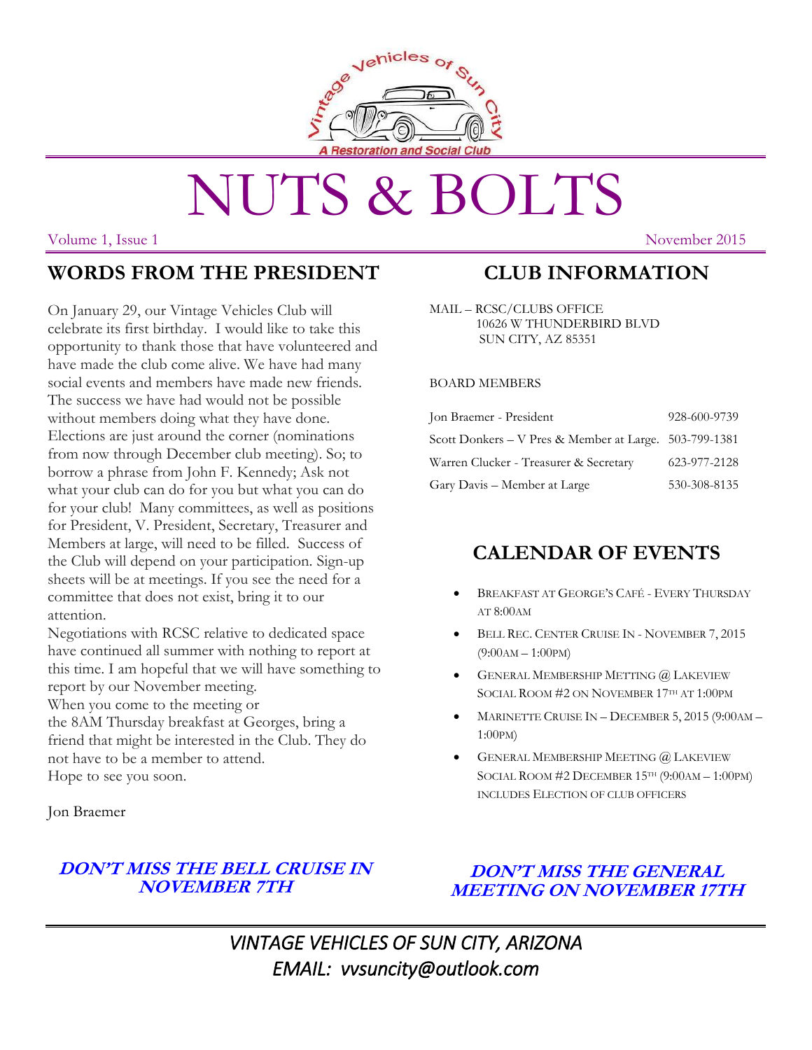Vintage Vehicles of Sun City

A Restoration and Social Club

# NUTS & BOLTS

Volume 1, Issue 1 November 2015

## WORDS FROM THE PRESIDENT

On January 29, our Vintage Vehicles Club will celebrate its first birthday. I would like to take this opportunity to thank those that have volunteered and have made the club come alive. We have had many social events and members have made new friends. The success we have had would not be possible without members doing what they have done. Elections are just around the corner (nominations from now through December club meeting). So; to borrow a phrase from John F. Kennedy; Ask not what your club can do for you but what you can do for your club! Many committees, as well as positions for President, V. President, Secretary, Treasurer and Members at large, will need to be filled. Success of the Club will depend on your participation. Sign-up sheets will be at meetings. If you see the need for a committee that does not exist, bring it to our attention.

Negotiations with RCSC relative to dedicated space have continued all summer with nothing to report at this time. I am hopeful that we will have something to report by our November meeting.

When you come to the meeting or the 8AM Thursday breakfast at Georges, bring a friend that might be interested in the Club. They do not have to be a member to attend.

Hope to see you soon.

Jon Braemer

**DON'T MISS THE BELL CRUISE IN NOVEMBER 7TH**

## CLUB INFORMATION

MAIL – RCSC/CLUBS OFFICE
10626 W THUNDERBIRD BLVD
SUN CITY, AZ 85351

BOARD MEMBERS

| | |
|---|---|
| Jon Braemer - President | 928-600-9739 |
| Scott Donkers – V Pres & Member at Large. | 503-799-1381 |
| Warren Clucker - Treasurer & Secretary | 623-977-2128 |
| Gary Davis – Member at Large | 530-308-8135 |

## CALENDAR OF EVENTS

- Breakfast at George's Café - Every Thursday at 8:00am
- Bell Rec. Center Cruise In - November 7, 2015 (9:00am – 1:00pm)
- General Membership Metting @ Lakeview Social Room #2 on November 17th at 1:00pm
- Marinette Cruise In – December 5, 2015 (9:00am – 1:00pm)
- General Membership Meeting @ Lakeview Social Room #2 December 15th (9:00am – 1:00pm) includes Election of club officers

**DON'T MISS THE GENERAL MEETING ON NOVEMBER 17TH**

*VINTAGE VEHICLES OF SUN CITY, ARIZONA*
*EMAIL: vvsuncity@outlook.com*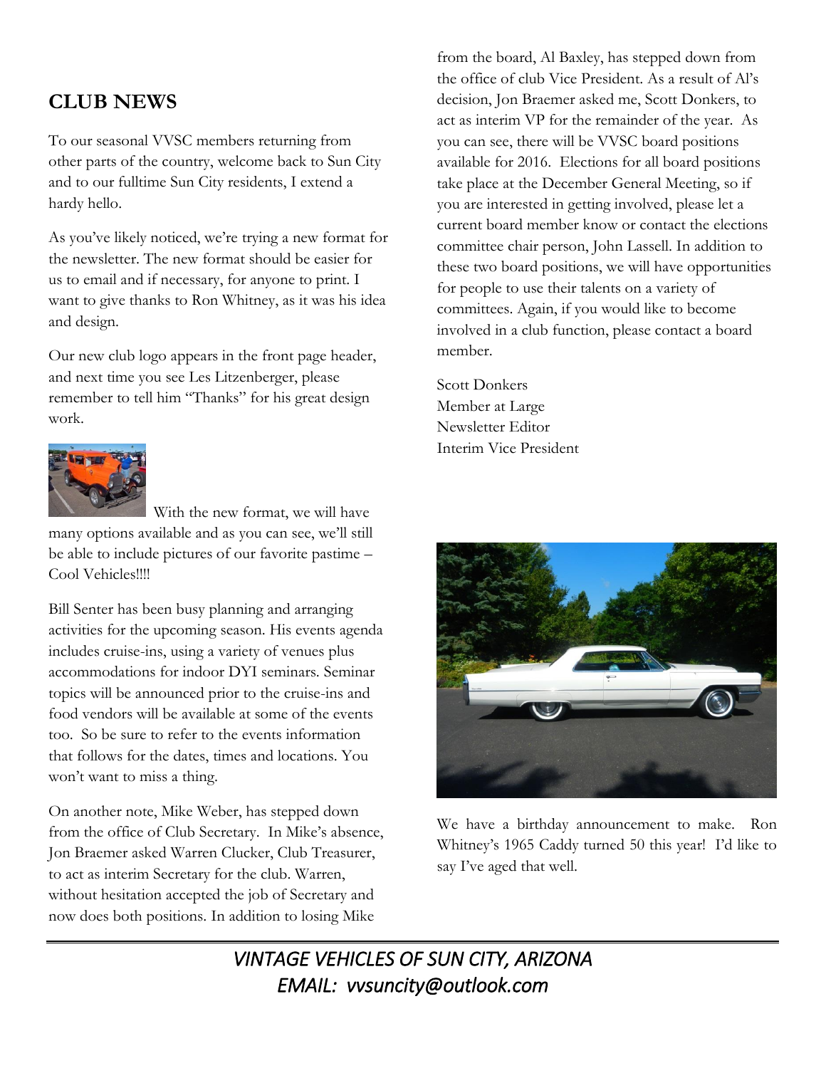## CLUB NEWS

To our seasonal VVSC members returning from other parts of the country, welcome back to Sun City and to our fulltime Sun City residents, I extend a hardy hello.

As you've likely noticed, we're trying a new format for the newsletter. The new format should be easier for us to email and if necessary, for anyone to print. I want to give thanks to Ron Whitney, as it was his idea and design.

Our new club logo appears in the front page header, and next time you see Les Litzenberger, please remember to tell him "Thanks" for his great design work.

With the new format, we will have many options available and as you can see, we'll still be able to include pictures of our favorite pastime – Cool Vehicles!!!!

Bill Senter has been busy planning and arranging activities for the upcoming season. His events agenda includes cruise-ins, using a variety of venues plus accommodations for indoor DYI seminars. Seminar topics will be announced prior to the cruise-ins and food vendors will be available at some of the events too. So be sure to refer to the events information that follows for the dates, times and locations. You won't want to miss a thing.

On another note, Mike Weber, has stepped down from the office of Club Secretary. In Mike's absence, Jon Braemer asked Warren Clucker, Club Treasurer, to act as interim Secretary for the club. Warren, without hesitation accepted the job of Secretary and now does both positions. In addition to losing Mike from the board, Al Baxley, has stepped down from the office of club Vice President. As a result of Al's decision, Jon Braemer asked me, Scott Donkers, to act as interim VP for the remainder of the year. As you can see, there will be VVSC board positions available for 2016. Elections for all board positions take place at the December General Meeting, so if you are interested in getting involved, please let a current board member know or contact the elections committee chair person, John Lassell. In addition to these two board positions, we will have opportunities for people to use their talents on a variety of committees. Again, if you would like to become involved in a club function, please contact a board member.

Scott Donkers
Member at Large
Newsletter Editor
Interim Vice President

We have a birthday announcement to make. Ron Whitney's 1965 Caddy turned 50 this year! I'd like to say I've aged that well.

*VINTAGE VEHICLES OF SUN CITY, ARIZONA*
*EMAIL: vvsuncity@outlook.com*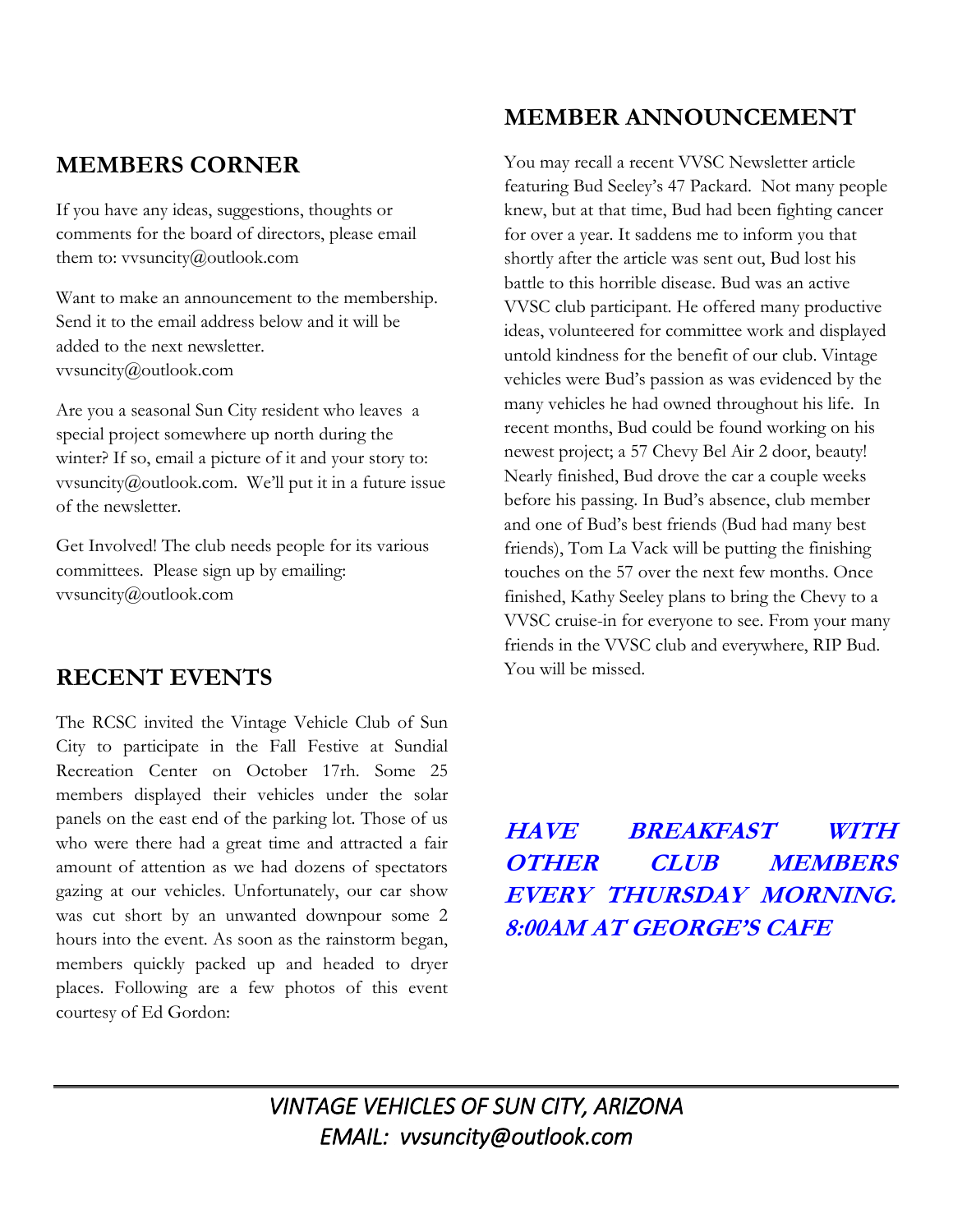## MEMBERS CORNER

If you have any ideas, suggestions, thoughts or comments for the board of directors, please email them to: vvsuncity@outlook.com

Want to make an announcement to the membership. Send it to the email address below and it will be added to the next newsletter. vvsuncity@outlook.com

Are you a seasonal Sun City resident who leaves a special project somewhere up north during the winter? If so, email a picture of it and your story to: vvsuncity@outlook.com. We'll put it in a future issue of the newsletter.

Get Involved! The club needs people for its various committees. Please sign up by emailing: vvsuncity@outlook.com

## RECENT EVENTS

The RCSC invited the Vintage Vehicle Club of Sun City to participate in the Fall Festive at Sundial Recreation Center on October 17rh. Some 25 members displayed their vehicles under the solar panels on the east end of the parking lot. Those of us who were there had a great time and attracted a fair amount of attention as we had dozens of spectators gazing at our vehicles. Unfortunately, our car show was cut short by an unwanted downpour some 2 hours into the event. As soon as the rainstorm began, members quickly packed up and headed to dryer places. Following are a few photos of this event courtesy of Ed Gordon:

## MEMBER ANNOUNCEMENT

You may recall a recent VVSC Newsletter article featuring Bud Seeley's 47 Packard. Not many people knew, but at that time, Bud had been fighting cancer for over a year. It saddens me to inform you that shortly after the article was sent out, Bud lost his battle to this horrible disease. Bud was an active VVSC club participant. He offered many productive ideas, volunteered for committee work and displayed untold kindness for the benefit of our club. Vintage vehicles were Bud's passion as was evidenced by the many vehicles he had owned throughout his life. In recent months, Bud could be found working on his newest project; a 57 Chevy Bel Air 2 door, beauty! Nearly finished, Bud drove the car a couple weeks before his passing. In Bud's absence, club member and one of Bud's best friends (Bud had many best friends), Tom La Vack will be putting the finishing touches on the 57 over the next few months. Once finished, Kathy Seeley plans to bring the Chevy to a VVSC cruise-in for everyone to see. From your many friends in the VVSC club and everywhere, RIP Bud. You will be missed.

***HAVE BREAKFAST WITH OTHER CLUB MEMBERS EVERY THURSDAY MORNING. 8:00AM AT GEORGE'S CAFE***

*VINTAGE VEHICLES OF SUN CITY, ARIZONA*
*EMAIL: vvsuncity@outlook.com*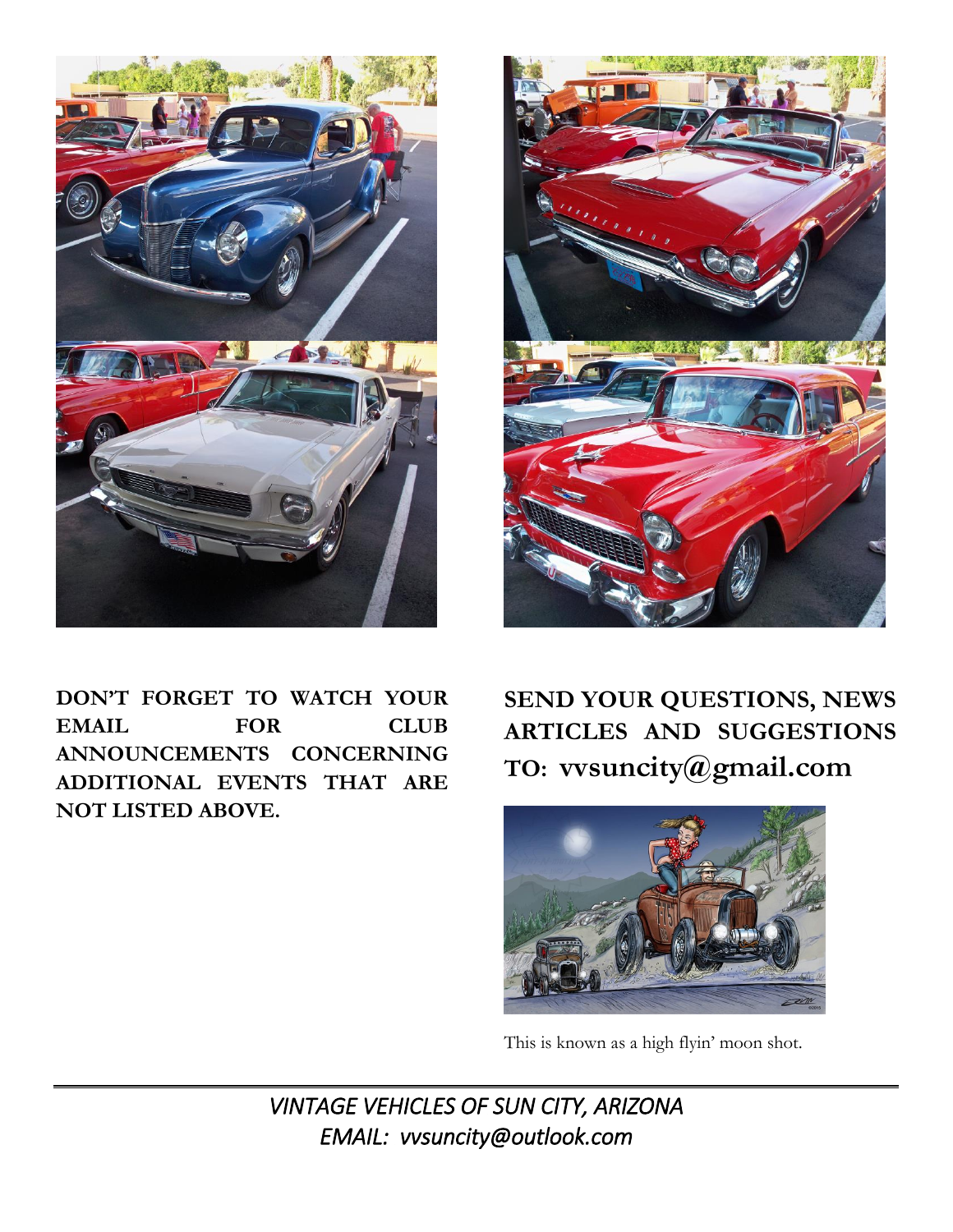**DON'T FORGET TO WATCH YOUR EMAIL FOR CLUB ANNOUNCEMENTS CONCERNING ADDITIONAL EVENTS THAT ARE NOT LISTED ABOVE.**

**SEND YOUR QUESTIONS, NEWS ARTICLES AND SUGGESTIONS TO: vvsuncity@gmail.com**

This is known as a high flyin' moon shot.

*VINTAGE VEHICLES OF SUN CITY, ARIZONA*
*EMAIL: vvsuncity@outlook.com*